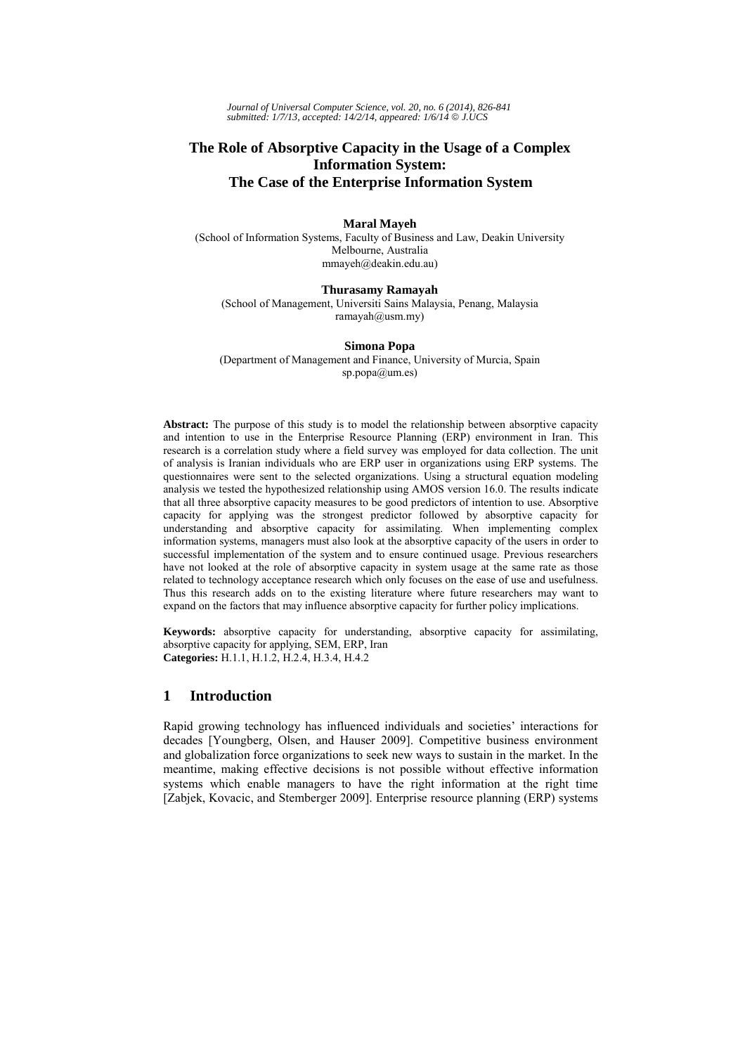*Journal of Universal Computer Science, vol. 20, no. 6 (2014), 826-841*
*submitted: 1/7/13, accepted: 14/2/14, appeared: 1/6/14 © J.UCS*

# The Role of Absorptive Capacity in the Usage of a Complex Information System: The Case of the Enterprise Information System

**Maral Mayeh**
(School of Information Systems, Faculty of Business and Law, Deakin University
Melbourne, Australia
mmayeh@deakin.edu.au)

**Thurasamy Ramayah**
(School of Management, Universiti Sains Malaysia, Penang, Malaysia
ramayah@usm.my)

**Simona Popa**
(Department of Management and Finance, University of Murcia, Spain
sp.popa@um.es)

**Abstract:** The purpose of this study is to model the relationship between absorptive capacity and intention to use in the Enterprise Resource Planning (ERP) environment in Iran. This research is a correlation study where a field survey was employed for data collection. The unit of analysis is Iranian individuals who are ERP user in organizations using ERP systems. The questionnaires were sent to the selected organizations. Using a structural equation modeling analysis we tested the hypothesized relationship using AMOS version 16.0. The results indicate that all three absorptive capacity measures to be good predictors of intention to use. Absorptive capacity for applying was the strongest predictor followed by absorptive capacity for understanding and absorptive capacity for assimilating. When implementing complex information systems, managers must also look at the absorptive capacity of the users in order to successful implementation of the system and to ensure continued usage. Previous researchers have not looked at the role of absorptive capacity in system usage at the same rate as those related to technology acceptance research which only focuses on the ease of use and usefulness. Thus this research adds on to the existing literature where future researchers may want to expand on the factors that may influence absorptive capacity for further policy implications.

**Keywords:** absorptive capacity for understanding, absorptive capacity for assimilating, absorptive capacity for applying, SEM, ERP, Iran
**Categories:** H.1.1, H.1.2, H.2.4, H.3.4, H.4.2

## 1 Introduction

Rapid growing technology has influenced individuals and societies' interactions for decades [Youngberg, Olsen, and Hauser 2009]. Competitive business environment and globalization force organizations to seek new ways to sustain in the market. In the meantime, making effective decisions is not possible without effective information systems which enable managers to have the right information at the right time [Zabjek, Kovacic, and Stemberger 2009]. Enterprise resource planning (ERP) systems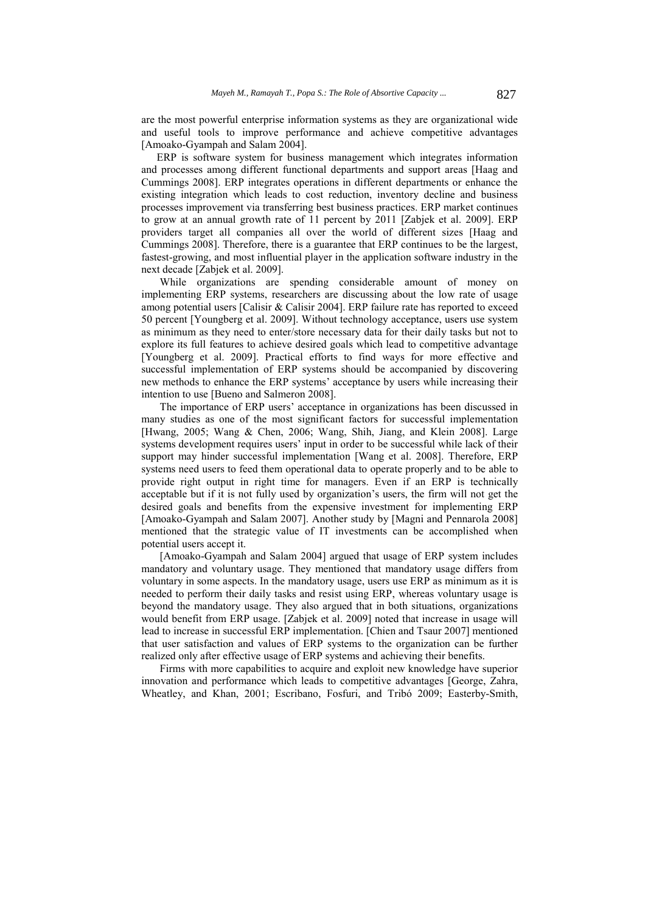are the most powerful enterprise information systems as they are organizational wide and useful tools to improve performance and achieve competitive advantages [Amoako-Gyampah and Salam 2004].

ERP is software system for business management which integrates information and processes among different functional departments and support areas [Haag and Cummings 2008]. ERP integrates operations in different departments or enhance the existing integration which leads to cost reduction, inventory decline and business processes improvement via transferring best business practices. ERP market continues to grow at an annual growth rate of 11 percent by 2011 [Zabjek et al. 2009]. ERP providers target all companies all over the world of different sizes [Haag and Cummings 2008]. Therefore, there is a guarantee that ERP continues to be the largest, fastest-growing, and most influential player in the application software industry in the next decade [Zabjek et al. 2009].

While organizations are spending considerable amount of money on implementing ERP systems, researchers are discussing about the low rate of usage among potential users [Calisir & Calisir 2004]. ERP failure rate has reported to exceed 50 percent [Youngberg et al. 2009]. Without technology acceptance, users use system as minimum as they need to enter/store necessary data for their daily tasks but not to explore its full features to achieve desired goals which lead to competitive advantage [Youngberg et al. 2009]. Practical efforts to find ways for more effective and successful implementation of ERP systems should be accompanied by discovering new methods to enhance the ERP systems' acceptance by users while increasing their intention to use [Bueno and Salmeron 2008].

The importance of ERP users' acceptance in organizations has been discussed in many studies as one of the most significant factors for successful implementation [Hwang, 2005; Wang & Chen, 2006; Wang, Shih, Jiang, and Klein 2008]. Large systems development requires users' input in order to be successful while lack of their support may hinder successful implementation [Wang et al. 2008]. Therefore, ERP systems need users to feed them operational data to operate properly and to be able to provide right output in right time for managers. Even if an ERP is technically acceptable but if it is not fully used by organization's users, the firm will not get the desired goals and benefits from the expensive investment for implementing ERP [Amoako-Gyampah and Salam 2007]. Another study by [Magni and Pennarola 2008] mentioned that the strategic value of IT investments can be accomplished when potential users accept it.

[Amoako-Gyampah and Salam 2004] argued that usage of ERP system includes mandatory and voluntary usage. They mentioned that mandatory usage differs from voluntary in some aspects. In the mandatory usage, users use ERP as minimum as it is needed to perform their daily tasks and resist using ERP, whereas voluntary usage is beyond the mandatory usage. They also argued that in both situations, organizations would benefit from ERP usage. [Zabjek et al. 2009] noted that increase in usage will lead to increase in successful ERP implementation. [Chien and Tsaur 2007] mentioned that user satisfaction and values of ERP systems to the organization can be further realized only after effective usage of ERP systems and achieving their benefits.

Firms with more capabilities to acquire and exploit new knowledge have superior innovation and performance which leads to competitive advantages [George, Zahra, Wheatley, and Khan, 2001; Escribano, Fosfuri, and Tribó 2009; Easterby-Smith,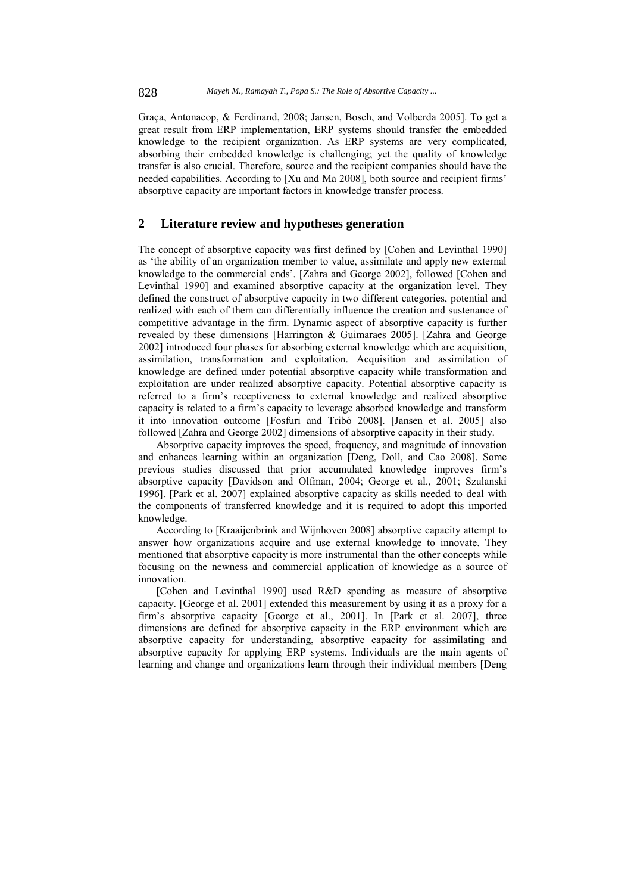Graça, Antonacop, & Ferdinand, 2008; Jansen, Bosch, and Volberda 2005]. To get a great result from ERP implementation, ERP systems should transfer the embedded knowledge to the recipient organization. As ERP systems are very complicated, absorbing their embedded knowledge is challenging; yet the quality of knowledge transfer is also crucial. Therefore, source and the recipient companies should have the needed capabilities. According to [Xu and Ma 2008], both source and recipient firms' absorptive capacity are important factors in knowledge transfer process.

## 2 Literature review and hypotheses generation

The concept of absorptive capacity was first defined by [Cohen and Levinthal 1990] as 'the ability of an organization member to value, assimilate and apply new external knowledge to the commercial ends'. [Zahra and George 2002], followed [Cohen and Levinthal 1990] and examined absorptive capacity at the organization level. They defined the construct of absorptive capacity in two different categories, potential and realized with each of them can differentially influence the creation and sustenance of competitive advantage in the firm. Dynamic aspect of absorptive capacity is further revealed by these dimensions [Harrington & Guimaraes 2005]. [Zahra and George 2002] introduced four phases for absorbing external knowledge which are acquisition, assimilation, transformation and exploitation. Acquisition and assimilation of knowledge are defined under potential absorptive capacity while transformation and exploitation are under realized absorptive capacity. Potential absorptive capacity is referred to a firm's receptiveness to external knowledge and realized absorptive capacity is related to a firm's capacity to leverage absorbed knowledge and transform it into innovation outcome [Fosfuri and Tribó 2008]. [Jansen et al. 2005] also followed [Zahra and George 2002] dimensions of absorptive capacity in their study.

Absorptive capacity improves the speed, frequency, and magnitude of innovation and enhances learning within an organization [Deng, Doll, and Cao 2008]. Some previous studies discussed that prior accumulated knowledge improves firm's absorptive capacity [Davidson and Olfman, 2004; George et al., 2001; Szulanski 1996]. [Park et al. 2007] explained absorptive capacity as skills needed to deal with the components of transferred knowledge and it is required to adopt this imported knowledge.

According to [Kraaijenbrink and Wijnhoven 2008] absorptive capacity attempt to answer how organizations acquire and use external knowledge to innovate. They mentioned that absorptive capacity is more instrumental than the other concepts while focusing on the newness and commercial application of knowledge as a source of innovation.

[Cohen and Levinthal 1990] used R&D spending as measure of absorptive capacity. [George et al. 2001] extended this measurement by using it as a proxy for a firm's absorptive capacity [George et al., 2001]. In [Park et al. 2007], three dimensions are defined for absorptive capacity in the ERP environment which are absorptive capacity for understanding, absorptive capacity for assimilating and absorptive capacity for applying ERP systems. Individuals are the main agents of learning and change and organizations learn through their individual members [Deng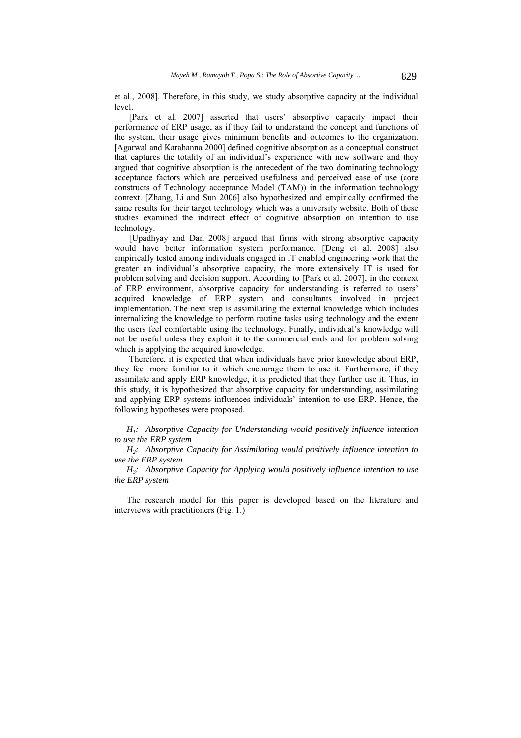et al., 2008]. Therefore, in this study, we study absorptive capacity at the individual level.

[Park et al. 2007] asserted that users' absorptive capacity impact their performance of ERP usage, as if they fail to understand the concept and functions of the system, their usage gives minimum benefits and outcomes to the organization. [Agarwal and Karahanna 2000] defined cognitive absorption as a conceptual construct that captures the totality of an individual's experience with new software and they argued that cognitive absorption is the antecedent of the two dominating technology acceptance factors which are perceived usefulness and perceived ease of use (core constructs of Technology acceptance Model (TAM)) in the information technology context. [Zhang, Li and Sun 2006] also hypothesized and empirically confirmed the same results for their target technology which was a university website. Both of these studies examined the indirect effect of cognitive absorption on intention to use technology.

[Upadhyay and Dan 2008] argued that firms with strong absorptive capacity would have better information system performance. [Deng et al. 2008] also empirically tested among individuals engaged in IT enabled engineering work that the greater an individual's absorptive capacity, the more extensively IT is used for problem solving and decision support. According to [Park et al. 2007], in the context of ERP environment, absorptive capacity for understanding is referred to users' acquired knowledge of ERP system and consultants involved in project implementation. The next step is assimilating the external knowledge which includes internalizing the knowledge to perform routine tasks using technology and the extent the users feel comfortable using the technology. Finally, individual's knowledge will not be useful unless they exploit it to the commercial ends and for problem solving which is applying the acquired knowledge.

Therefore, it is expected that when individuals have prior knowledge about ERP, they feel more familiar to it which encourage them to use it. Furthermore, if they assimilate and apply ERP knowledge, it is predicted that they further use it. Thus, in this study, it is hypothesized that absorptive capacity for understanding, assimilating and applying ERP systems influences individuals' intention to use ERP. Hence, the following hypotheses were proposed.

*$H_1$: Absorptive Capacity for Understanding would positively influence intention to use the ERP system*

*$H_2$: Absorptive Capacity for Assimilating would positively influence intention to use the ERP system*

*$H_3$: Absorptive Capacity for Applying would positively influence intention to use the ERP system*

The research model for this paper is developed based on the literature and interviews with practitioners (Fig. 1.)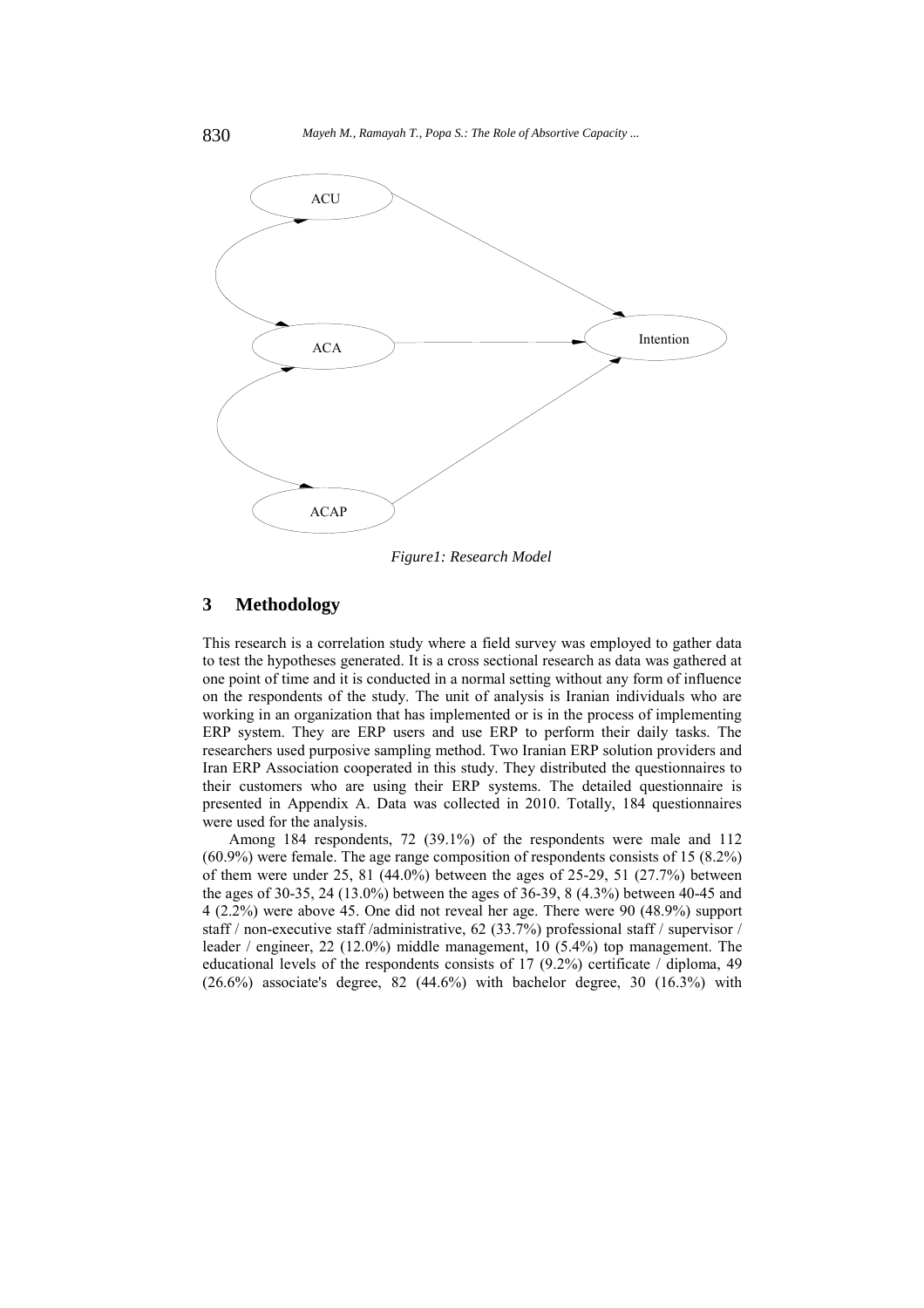Figure1: Research Model

## 3 Methodology

This research is a correlation study where a field survey was employed to gather data to test the hypotheses generated. It is a cross sectional research as data was gathered at one point of time and it is conducted in a normal setting without any form of influence on the respondents of the study. The unit of analysis is Iranian individuals who are working in an organization that has implemented or is in the process of implementing ERP system. They are ERP users and use ERP to perform their daily tasks. The researchers used purposive sampling method. Two Iranian ERP solution providers and Iran ERP Association cooperated in this study. They distributed the questionnaires to their customers who are using their ERP systems. The detailed questionnaire is presented in Appendix A. Data was collected in 2010. Totally, 184 questionnaires were used for the analysis.

Among 184 respondents, 72 (39.1%) of the respondents were male and 112 (60.9%) were female. The age range composition of respondents consists of 15 (8.2%) of them were under 25, 81 (44.0%) between the ages of 25-29, 51 (27.7%) between the ages of 30-35, 24 (13.0%) between the ages of 36-39, 8 (4.3%) between 40-45 and 4 (2.2%) were above 45. One did not reveal her age. There were 90 (48.9%) support staff / non-executive staff /administrative, 62 (33.7%) professional staff / supervisor / leader / engineer, 22 (12.0%) middle management, 10 (5.4%) top management. The educational levels of the respondents consists of 17 (9.2%) certificate / diploma, 49 (26.6%) associate's degree, 82 (44.6%) with bachelor degree, 30 (16.3%) with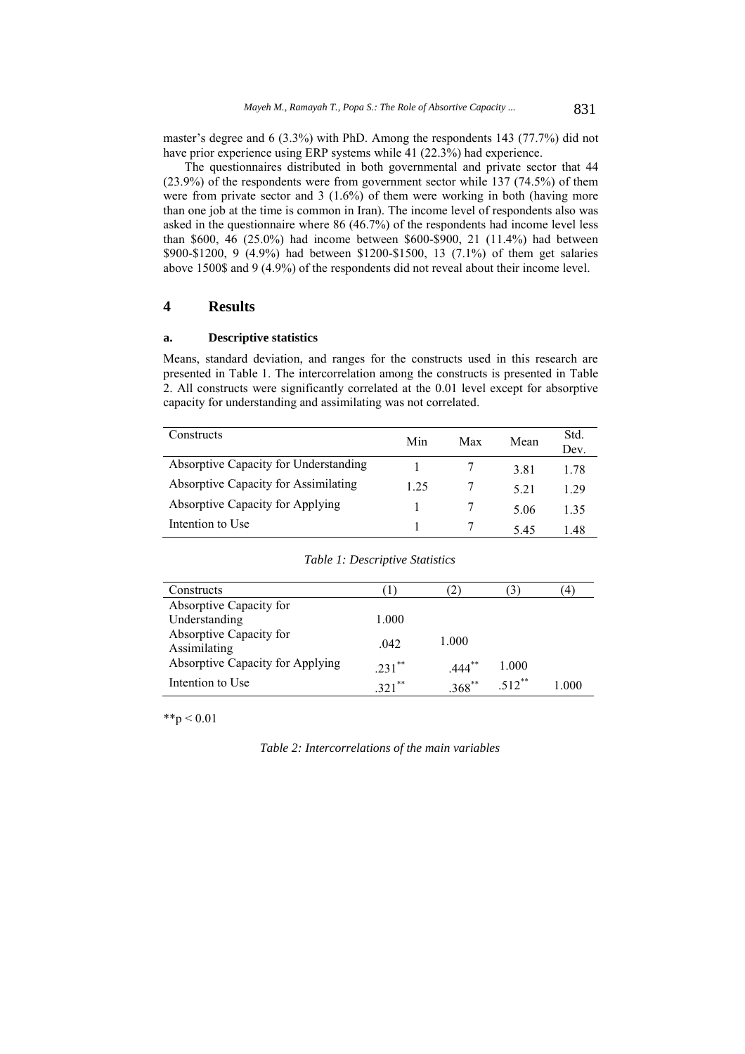master's degree and 6 (3.3%) with PhD. Among the respondents 143 (77.7%) did not have prior experience using ERP systems while 41 (22.3%) had experience.

The questionnaires distributed in both governmental and private sector that 44 (23.9%) of the respondents were from government sector while 137 (74.5%) of them were from private sector and 3 (1.6%) of them were working in both (having more than one job at the time is common in Iran). The income level of respondents also was asked in the questionnaire where 86 (46.7%) of the respondents had income level less than \$600, 46 (25.0%) had income between \$600-\$900, 21 (11.4%) had between \$900-\$1200, 9 (4.9%) had between \$1200-\$1500, 13 (7.1%) of them get salaries above 1500\$ and 9 (4.9%) of the respondents did not reveal about their income level.

## 4 Results

### a. Descriptive statistics

Means, standard deviation, and ranges for the constructs used in this research are presented in Table 1. The intercorrelation among the constructs is presented in Table 2. All constructs were significantly correlated at the 0.01 level except for absorptive capacity for understanding and assimilating was not correlated.

| Constructs | Min | Max | Mean | Std. Dev. |
|---|---|---|---|---|
| Absorptive Capacity for Understanding | 1 | 7 | 3.81 | 1.78 |
| Absorptive Capacity for Assimilating | 1.25 | 7 | 5.21 | 1.29 |
| Absorptive Capacity for Applying | 1 | 7 | 5.06 | 1.35 |
| Intention to Use | 1 | 7 | 5.45 | 1.48 |

*Table 1: Descriptive Statistics*

| Constructs | (1) | (2) | (3) | (4) |
|---|---|---|---|---|
| Absorptive Capacity for Understanding | 1.000 | | | |
| Absorptive Capacity for Assimilating | .042 | 1.000 | | |
| Absorptive Capacity for Applying | .231** | .444** | 1.000 | |
| Intention to Use | .321** | .368** | .512** | 1.000 |

**$p < 0.01$

*Table 2: Intercorrelations of the main variables*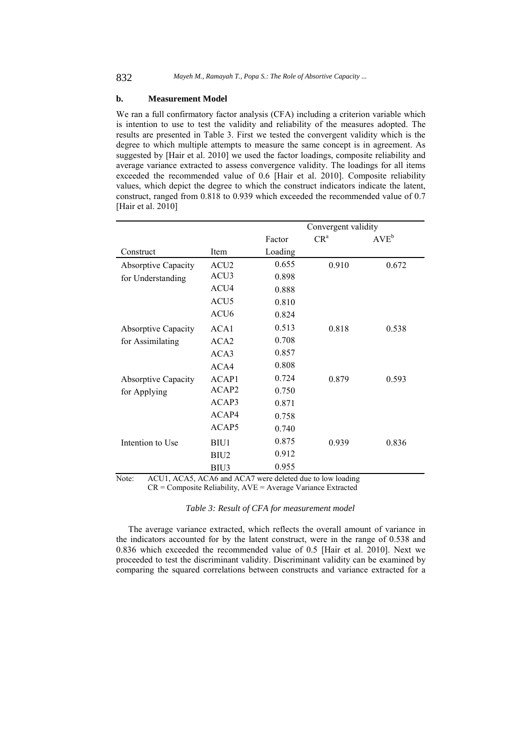### b. Measurement Model

We ran a full confirmatory factor analysis (CFA) including a criterion variable which is intention to use to test the validity and reliability of the measures adopted. The results are presented in Table 3. First we tested the convergent validity which is the degree to which multiple attempts to measure the same concept is in agreement. As suggested by [Hair et al. 2010] we used the factor loadings, composite reliability and average variance extracted to assess convergence validity. The loadings for all items exceeded the recommended value of 0.6 [Hair et al. 2010]. Composite reliability values, which depict the degree to which the construct indicators indicate the latent, construct, ranged from 0.818 to 0.939 which exceeded the recommended value of 0.7 [Hair et al. 2010]

| | | | Convergent validity | |
|---|---|---|---|---|
| | | Factor | CR[a] | AVE[b] |
| Construct | Item | Loading | | |
| Absorptive Capacity for Understanding | ACU2 | 0.655 | 0.910 | 0.672 |
| | ACU3 | 0.898 | | |
| | ACU4 | 0.888 | | |
| | ACU5 | 0.810 | | |
| | ACU6 | 0.824 | | |
| Absorptive Capacity for Assimilating | ACA1 | 0.513 | 0.818 | 0.538 |
| | ACA2 | 0.708 | | |
| | ACA3 | 0.857 | | |
| | ACA4 | 0.808 | | |
| Absorptive Capacity for Applying | ACAP1 | 0.724 | 0.879 | 0.593 |
| | ACAP2 | 0.750 | | |
| | ACAP3 | 0.871 | | |
| | ACAP4 | 0.758 | | |
| | ACAP5 | 0.740 | | |
| Intention to Use | BIU1 | 0.875 | 0.939 | 0.836 |
| | BIU2 | 0.912 | | |
| | BIU3 | 0.955 | | |

Note: ACU1, ACA5, ACA6 and ACA7 were deleted due to low loading
CR = Composite Reliability, AVE = Average Variance Extracted

*Table 3: Result of CFA for measurement model*

The average variance extracted, which reflects the overall amount of variance in the indicators accounted for by the latent construct, were in the range of 0.538 and 0.836 which exceeded the recommended value of 0.5 [Hair et al. 2010]. Next we proceeded to test the discriminant validity. Discriminant validity can be examined by comparing the squared correlations between constructs and variance extracted for a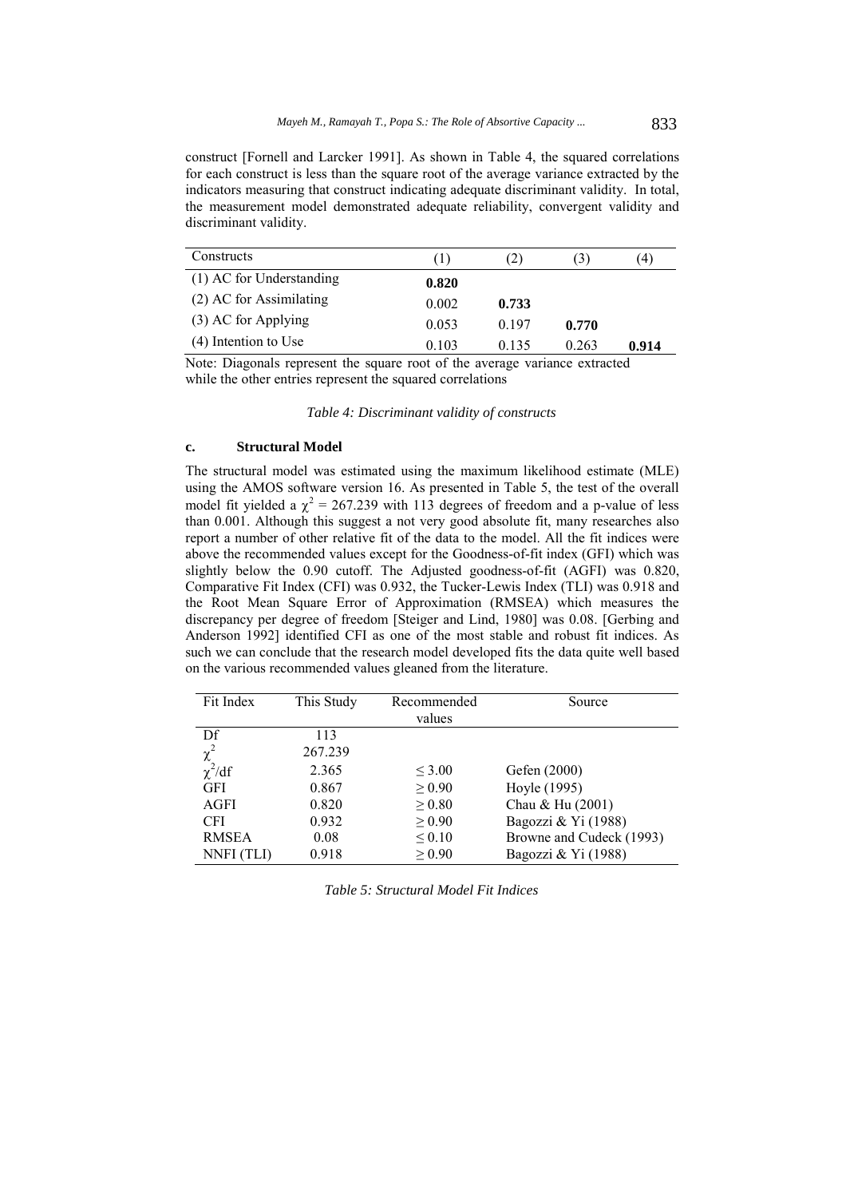construct [Fornell and Larcker 1991]. As shown in Table 4, the squared correlations for each construct is less than the square root of the average variance extracted by the indicators measuring that construct indicating adequate discriminant validity. In total, the measurement model demonstrated adequate reliability, convergent validity and discriminant validity.

| Constructs | (1) | (2) | (3) | (4) |
|---|---|---|---|---|
| (1) AC for Understanding | **0.820** | | | |
| (2) AC for Assimilating | 0.002 | **0.733** | | |
| (3) AC for Applying | 0.053 | 0.197 | **0.770** | |
| (4) Intention to Use | 0.103 | 0.135 | 0.263 | **0.914** |

Note: Diagonals represent the square root of the average variance extracted while the other entries represent the squared correlations

*Table 4: Discriminant validity of constructs*

### c. Structural Model

The structural model was estimated using the maximum likelihood estimate (MLE) using the AMOS software version 16. As presented in Table 5, the test of the overall model fit yielded a $\chi^2 = 267.239$ with 113 degrees of freedom and a p-value of less than 0.001. Although this suggest a not very good absolute fit, many researches also report a number of other relative fit of the data to the model. All the fit indices were above the recommended values except for the Goodness-of-fit index (GFI) which was slightly below the 0.90 cutoff. The Adjusted goodness-of-fit (AGFI) was 0.820, Comparative Fit Index (CFI) was 0.932, the Tucker-Lewis Index (TLI) was 0.918 and the Root Mean Square Error of Approximation (RMSEA) which measures the discrepancy per degree of freedom [Steiger and Lind, 1980] was 0.08. [Gerbing and Anderson 1992] identified CFI as one of the most stable and robust fit indices. As such we can conclude that the research model developed fits the data quite well based on the various recommended values gleaned from the literature.

| Fit Index | This Study | Recommended values | Source |
|---|---|---|---|
| Df | 113 | | |
| $\chi^2$ | 267.239 | | |
| $\chi^2$/df | 2.365 | $\leq 3.00$ | Gefen (2000) |
| GFI | 0.867 | $\geq 0.90$ | Hoyle (1995) |
| AGFI | 0.820 | $\geq 0.80$ | Chau & Hu (2001) |
| CFI | 0.932 | $\geq 0.90$ | Bagozzi & Yi (1988) |
| RMSEA | 0.08 | $\leq 0.10$ | Browne and Cudeck (1993) |
| NNFI (TLI) | 0.918 | $\geq 0.90$ | Bagozzi & Yi (1988) |

*Table 5: Structural Model Fit Indices*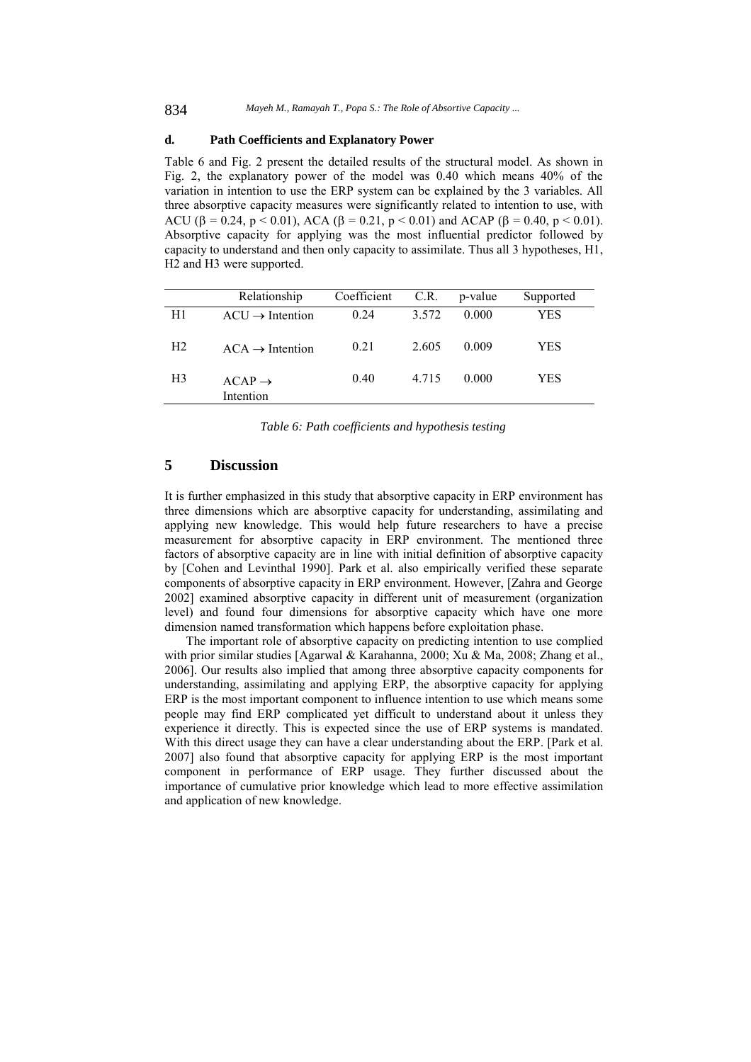### d. Path Coefficients and Explanatory Power

Table 6 and Fig. 2 present the detailed results of the structural model. As shown in Fig. 2, the explanatory power of the model was 0.40 which means 40% of the variation in intention to use the ERP system can be explained by the 3 variables. All three absorptive capacity measures were significantly related to intention to use, with ACU ($\beta = 0.24$, $p < 0.01$), ACA ($\beta = 0.21$, $p < 0.01$) and ACAP ($\beta = 0.40$, $p < 0.01$). Absorptive capacity for applying was the most influential predictor followed by capacity to understand and then only capacity to assimilate. Thus all 3 hypotheses, H1, H2 and H3 were supported.

| | Relationship | Coefficient | C.R. | p-value | Supported |
|---|---|---|---|---|---|
| H1 | ACU $\rightarrow$ Intention | 0.24 | 3.572 | 0.000 | YES |
| H2 | ACA $\rightarrow$ Intention | 0.21 | 2.605 | 0.009 | YES |
| H3 | ACAP $\rightarrow$ Intention | 0.40 | 4.715 | 0.000 | YES |

*Table 6: Path coefficients and hypothesis testing*

## 5 Discussion

It is further emphasized in this study that absorptive capacity in ERP environment has three dimensions which are absorptive capacity for understanding, assimilating and applying new knowledge. This would help future researchers to have a precise measurement for absorptive capacity in ERP environment. The mentioned three factors of absorptive capacity are in line with initial definition of absorptive capacity by [Cohen and Levinthal 1990]. Park et al. also empirically verified these separate components of absorptive capacity in ERP environment. However, [Zahra and George 2002] examined absorptive capacity in different unit of measurement (organization level) and found four dimensions for absorptive capacity which have one more dimension named transformation which happens before exploitation phase.

The important role of absorptive capacity on predicting intention to use complied with prior similar studies [Agarwal & Karahanna, 2000; Xu & Ma, 2008; Zhang et al., 2006]. Our results also implied that among three absorptive capacity components for understanding, assimilating and applying ERP, the absorptive capacity for applying ERP is the most important component to influence intention to use which means some people may find ERP complicated yet difficult to understand about it unless they experience it directly. This is expected since the use of ERP systems is mandated. With this direct usage they can have a clear understanding about the ERP. [Park et al. 2007] also found that absorptive capacity for applying ERP is the most important component in performance of ERP usage. They further discussed about the importance of cumulative prior knowledge which lead to more effective assimilation and application of new knowledge.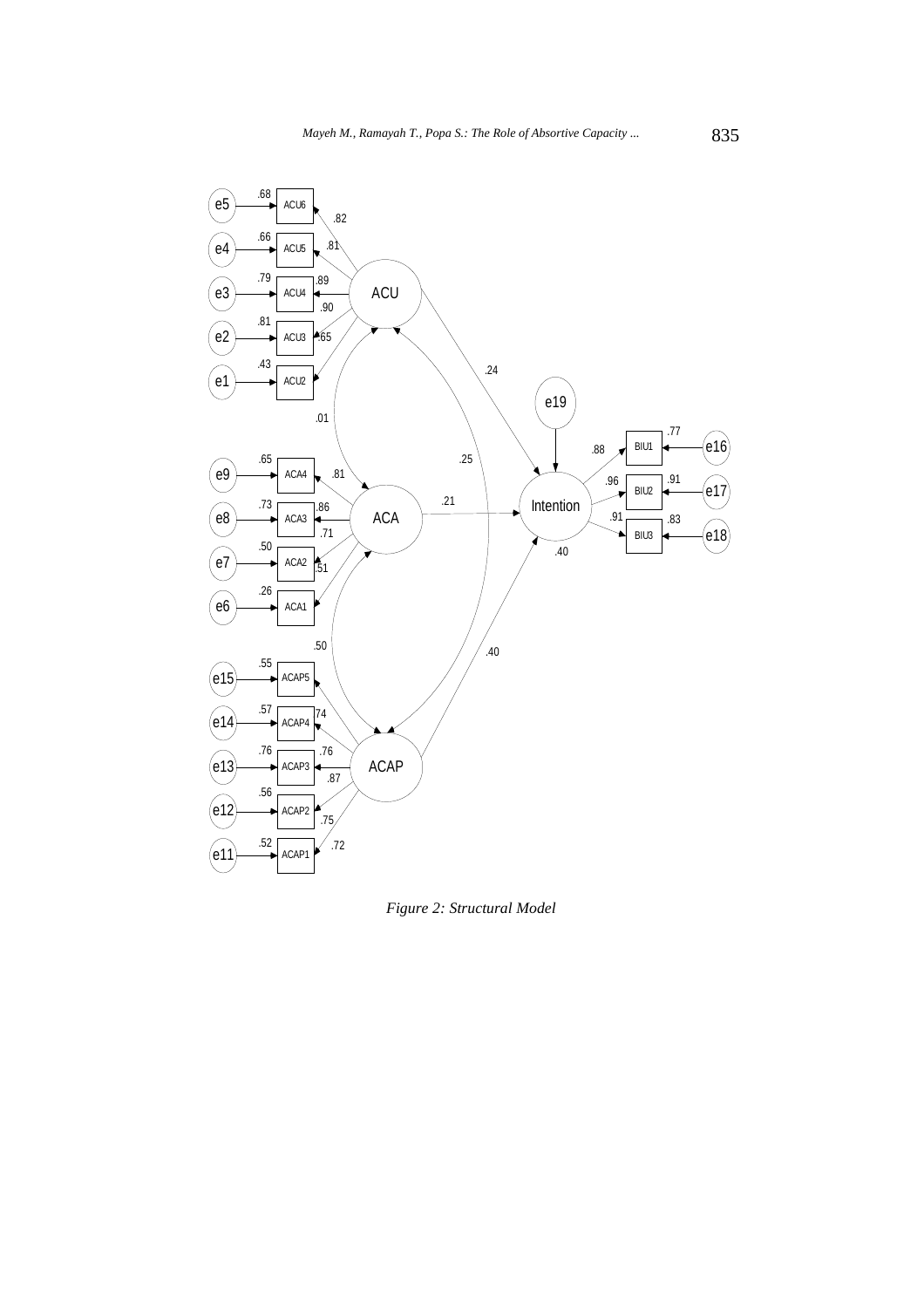*Figure 2: Structural Model*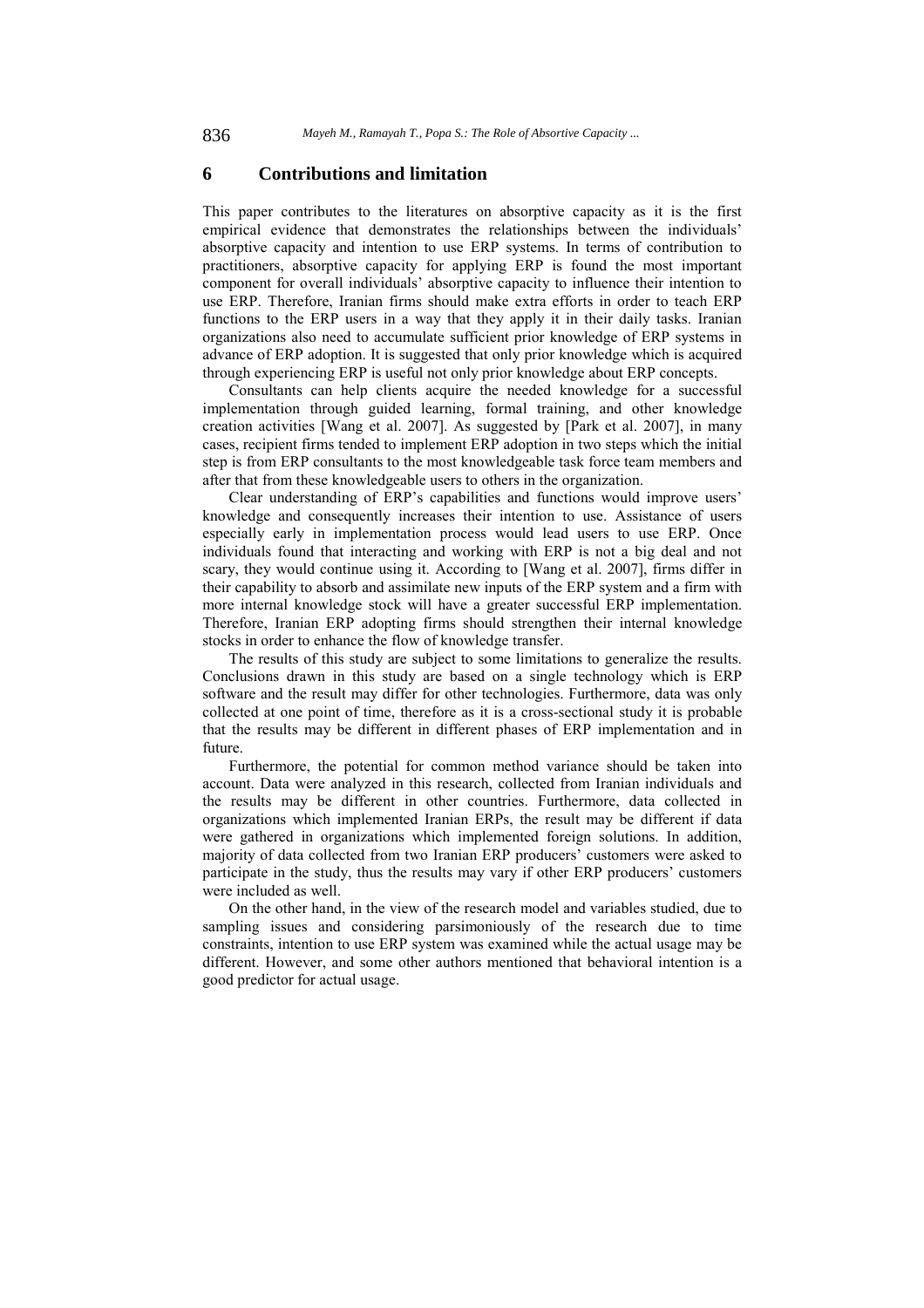## 6 Contributions and limitation

This paper contributes to the literatures on absorptive capacity as it is the first empirical evidence that demonstrates the relationships between the individuals' absorptive capacity and intention to use ERP systems. In terms of contribution to practitioners, absorptive capacity for applying ERP is found the most important component for overall individuals' absorptive capacity to influence their intention to use ERP. Therefore, Iranian firms should make extra efforts in order to teach ERP functions to the ERP users in a way that they apply it in their daily tasks. Iranian organizations also need to accumulate sufficient prior knowledge of ERP systems in advance of ERP adoption. It is suggested that only prior knowledge which is acquired through experiencing ERP is useful not only prior knowledge about ERP concepts.

Consultants can help clients acquire the needed knowledge for a successful implementation through guided learning, formal training, and other knowledge creation activities [Wang et al. 2007]. As suggested by [Park et al. 2007], in many cases, recipient firms tended to implement ERP adoption in two steps which the initial step is from ERP consultants to the most knowledgeable task force team members and after that from these knowledgeable users to others in the organization.

Clear understanding of ERP's capabilities and functions would improve users' knowledge and consequently increases their intention to use. Assistance of users especially early in implementation process would lead users to use ERP. Once individuals found that interacting and working with ERP is not a big deal and not scary, they would continue using it. According to [Wang et al. 2007], firms differ in their capability to absorb and assimilate new inputs of the ERP system and a firm with more internal knowledge stock will have a greater successful ERP implementation. Therefore, Iranian ERP adopting firms should strengthen their internal knowledge stocks in order to enhance the flow of knowledge transfer.

The results of this study are subject to some limitations to generalize the results. Conclusions drawn in this study are based on a single technology which is ERP software and the result may differ for other technologies. Furthermore, data was only collected at one point of time, therefore as it is a cross-sectional study it is probable that the results may be different in different phases of ERP implementation and in future.

Furthermore, the potential for common method variance should be taken into account. Data were analyzed in this research, collected from Iranian individuals and the results may be different in other countries. Furthermore, data collected in organizations which implemented Iranian ERPs, the result may be different if data were gathered in organizations which implemented foreign solutions. In addition, majority of data collected from two Iranian ERP producers' customers were asked to participate in the study, thus the results may vary if other ERP producers' customers were included as well.

On the other hand, in the view of the research model and variables studied, due to sampling issues and considering parsimoniously of the research due to time constraints, intention to use ERP system was examined while the actual usage may be different. However, and some other authors mentioned that behavioral intention is a good predictor for actual usage.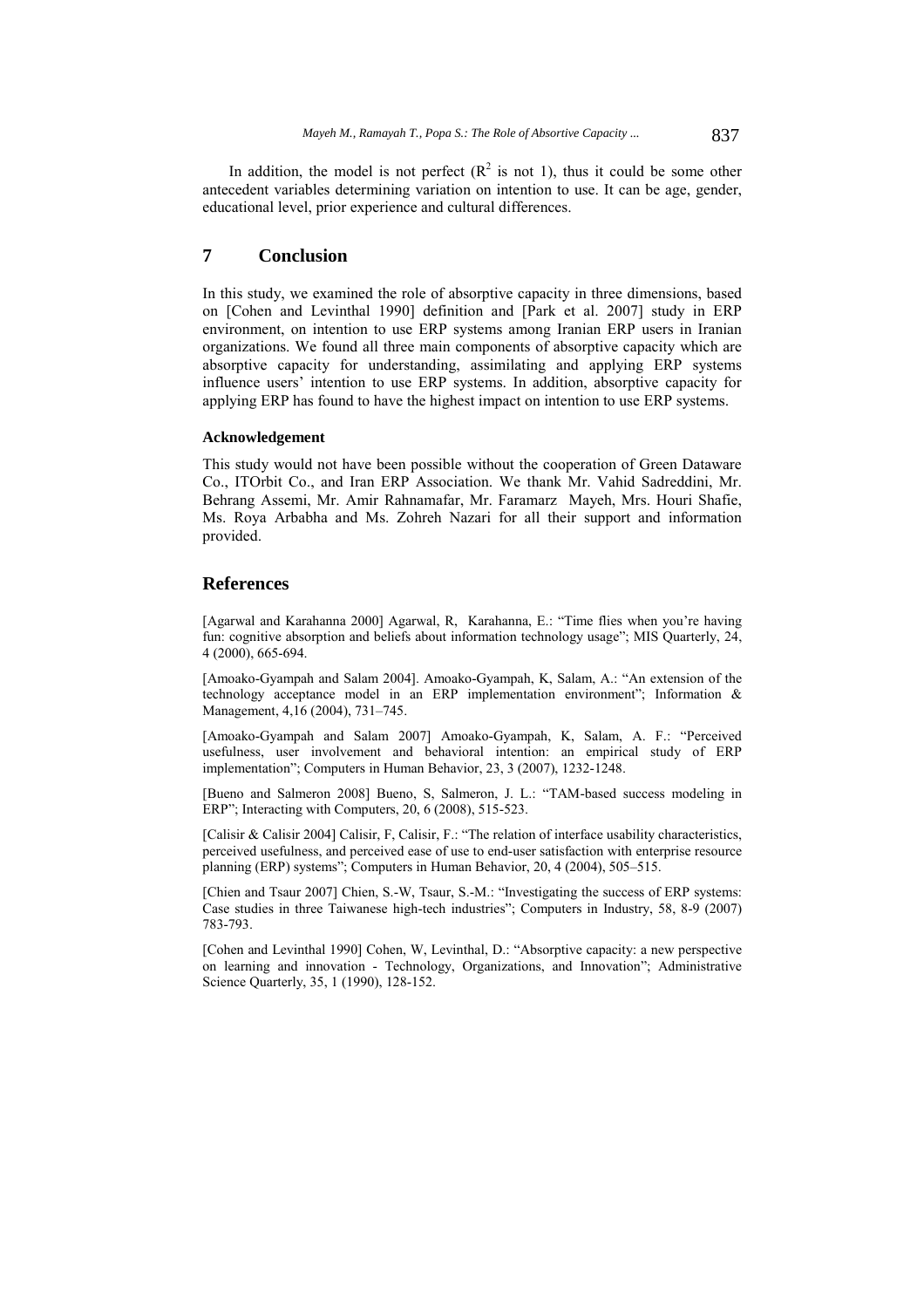In addition, the model is not perfect ($R^2$ is not 1), thus it could be some other antecedent variables determining variation on intention to use. It can be age, gender, educational level, prior experience and cultural differences.

## 7 Conclusion

In this study, we examined the role of absorptive capacity in three dimensions, based on [Cohen and Levinthal 1990] definition and [Park et al. 2007] study in ERP environment, on intention to use ERP systems among Iranian ERP users in Iranian organizations. We found all three main components of absorptive capacity which are absorptive capacity for understanding, assimilating and applying ERP systems influence users' intention to use ERP systems. In addition, absorptive capacity for applying ERP has found to have the highest impact on intention to use ERP systems.

### Acknowledgement

This study would not have been possible without the cooperation of Green Dataware Co., ITOrbit Co., and Iran ERP Association. We thank Mr. Vahid Sadreddini, Mr. Behrang Assemi, Mr. Amir Rahnamafar, Mr. Faramarz Mayeh, Mrs. Houri Shafie, Ms. Roya Arbabha and Ms. Zohreh Nazari for all their support and information provided.

## References

[Agarwal and Karahanna 2000] Agarwal, R, Karahanna, E.: "Time flies when you're having fun: cognitive absorption and beliefs about information technology usage"; MIS Quarterly, 24, 4 (2000), 665-694.

[Amoako-Gyampah and Salam 2004]. Amoako-Gyampah, K, Salam, A.: "An extension of the technology acceptance model in an ERP implementation environment"; Information & Management, 4,16 (2004), 731–745.

[Amoako-Gyampah and Salam 2007] Amoako-Gyampah, K, Salam, A. F.: "Perceived usefulness, user involvement and behavioral intention: an empirical study of ERP implementation"; Computers in Human Behavior, 23, 3 (2007), 1232-1248.

[Bueno and Salmeron 2008] Bueno, S, Salmeron, J. L.: "TAM-based success modeling in ERP"; Interacting with Computers, 20, 6 (2008), 515-523.

[Calisir & Calisir 2004] Calisir, F, Calisir, F.: "The relation of interface usability characteristics, perceived usefulness, and perceived ease of use to end-user satisfaction with enterprise resource planning (ERP) systems"; Computers in Human Behavior, 20, 4 (2004), 505–515.

[Chien and Tsaur 2007] Chien, S.-W, Tsaur, S.-M.: "Investigating the success of ERP systems: Case studies in three Taiwanese high-tech industries"; Computers in Industry, 58, 8-9 (2007) 783-793.

[Cohen and Levinthal 1990] Cohen, W, Levinthal, D.: "Absorptive capacity: a new perspective on learning and innovation - Technology, Organizations, and Innovation"; Administrative Science Quarterly, 35, 1 (1990), 128-152.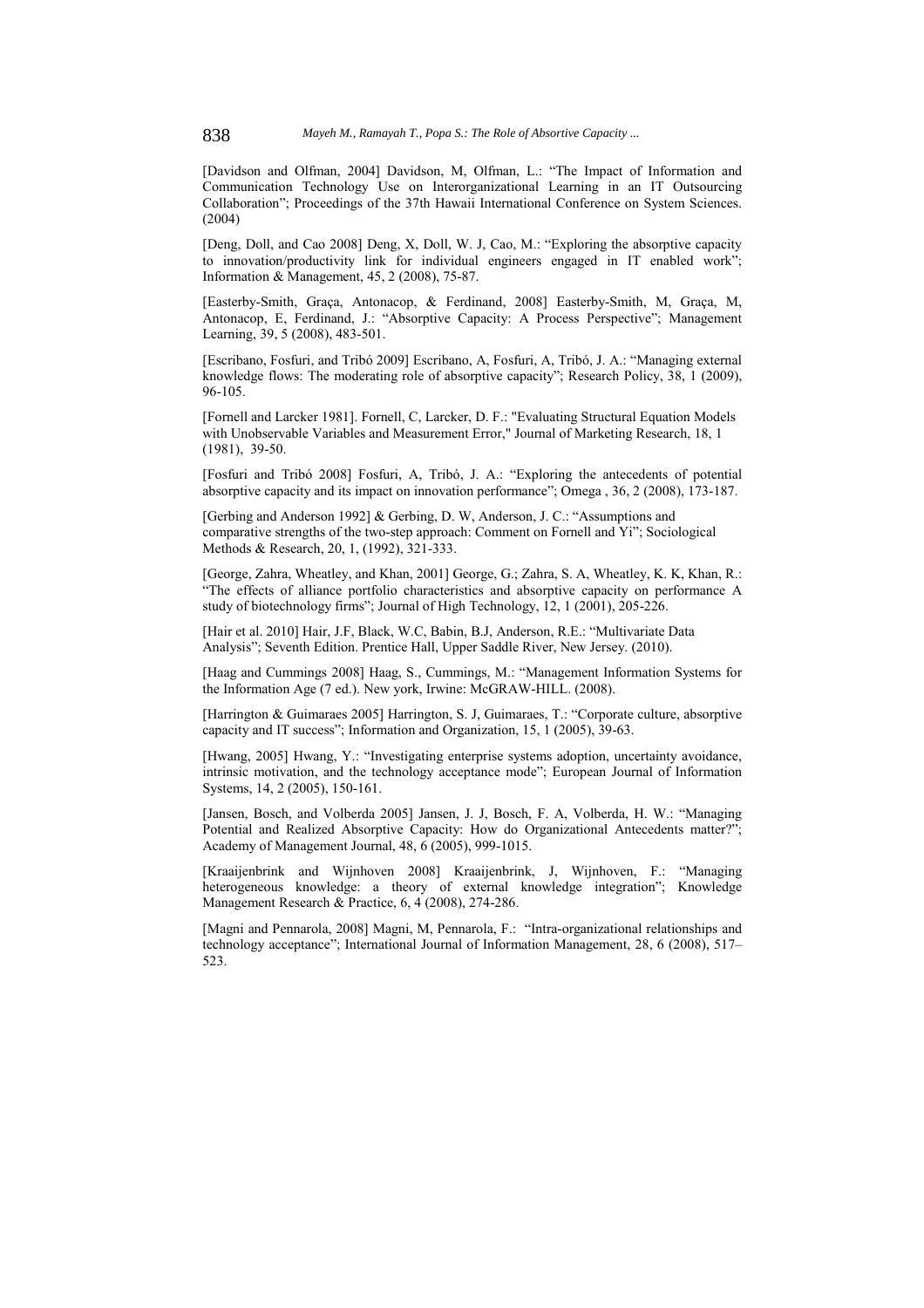[Davidson and Olfman, 2004] Davidson, M, Olfman, L.: "The Impact of Information and Communication Technology Use on Interorganizational Learning in an IT Outsourcing Collaboration"; Proceedings of the 37th Hawaii International Conference on System Sciences. (2004)

[Deng, Doll, and Cao 2008] Deng, X, Doll, W. J, Cao, M.: "Exploring the absorptive capacity to innovation/productivity link for individual engineers engaged in IT enabled work"; Information & Management, 45, 2 (2008), 75-87.

[Easterby-Smith, Graça, Antonacop, & Ferdinand, 2008] Easterby-Smith, M, Graça, M, Antonacop, E, Ferdinand, J.: "Absorptive Capacity: A Process Perspective"; Management Learning, 39, 5 (2008), 483-501.

[Escribano, Fosfuri, and Tribó 2009] Escribano, A, Fosfuri, A, Tribó, J. A.: "Managing external knowledge flows: The moderating role of absorptive capacity"; Research Policy, 38, 1 (2009), 96-105.

[Fornell and Larcker 1981]. Fornell, C, Larcker, D. F.: "Evaluating Structural Equation Models with Unobservable Variables and Measurement Error," Journal of Marketing Research, 18, 1 (1981), 39-50.

[Fosfuri and Tribó 2008] Fosfuri, A, Tribó, J. A.: "Exploring the antecedents of potential absorptive capacity and its impact on innovation performance"; Omega , 36, 2 (2008), 173-187.

[Gerbing and Anderson 1992] & Gerbing, D. W, Anderson, J. C.: "Assumptions and comparative strengths of the two-step approach: Comment on Fornell and Yi"; Sociological Methods & Research, 20, 1, (1992), 321-333.

[George, Zahra, Wheatley, and Khan, 2001] George, G.; Zahra, S. A, Wheatley, K. K, Khan, R.: "The effects of alliance portfolio characteristics and absorptive capacity on performance A study of biotechnology firms"; Journal of High Technology, 12, 1 (2001), 205-226.

[Hair et al. 2010] Hair, J.F, Black, W.C, Babin, B.J, Anderson, R.E.: "Multivariate Data Analysis"; Seventh Edition. Prentice Hall, Upper Saddle River, New Jersey. (2010).

[Haag and Cummings 2008] Haag, S., Cummings, M.: "Management Information Systems for the Information Age (7 ed.). New york, Irwine: McGRAW-HILL. (2008).

[Harrington & Guimaraes 2005] Harrington, S. J, Guimaraes, T.: "Corporate culture, absorptive capacity and IT success"; Information and Organization, 15, 1 (2005), 39-63.

[Hwang, 2005] Hwang, Y.: "Investigating enterprise systems adoption, uncertainty avoidance, intrinsic motivation, and the technology acceptance mode"; European Journal of Information Systems, 14, 2 (2005), 150-161.

[Jansen, Bosch, and Volberda 2005] Jansen, J. J, Bosch, F. A, Volberda, H. W.: "Managing Potential and Realized Absorptive Capacity: How do Organizational Antecedents matter?"; Academy of Management Journal, 48, 6 (2005), 999-1015.

[Kraaijenbrink and Wijnhoven 2008] Kraaijenbrink, J, Wijnhoven, F.: "Managing heterogeneous knowledge: a theory of external knowledge integration"; Knowledge Management Research & Practice, 6, 4 (2008), 274-286.

[Magni and Pennarola, 2008] Magni, M, Pennarola, F.: "Intra-organizational relationships and technology acceptance"; International Journal of Information Management, 28, 6 (2008), 517–523.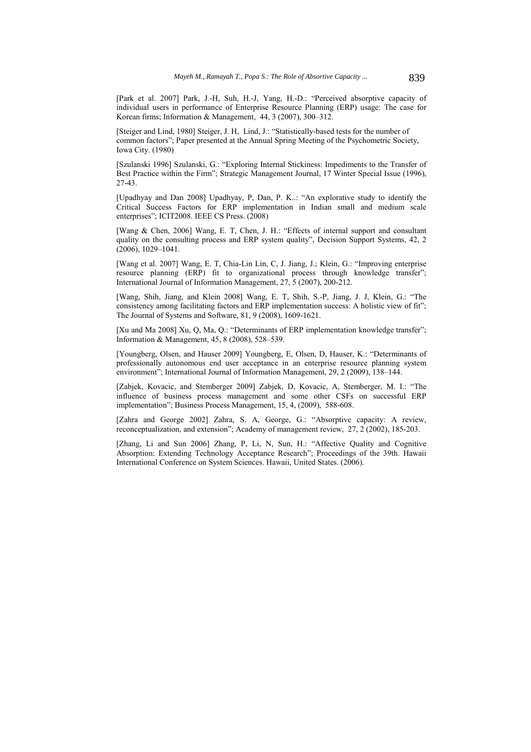[Park et al. 2007] Park, J.-H, Suh, H.-J, Yang, H.-D.: "Perceived absorptive capacity of individual users in performance of Enterprise Resource Planning (ERP) usage: The case for Korean firms; Information & Management, 44, 3 (2007), 300–312.

[Steiger and Lind, 1980] Steiger, J. H, Lind, J.: "Statistically-based tests for the number of common factors"; Paper presented at the Annual Spring Meeting of the Psychometric Society, Iowa City. (1980)

[Szulanski 1996] Szulanski, G.: "Exploring Internal Stickiness: Impediments to the Transfer of Best Practice within the Firm"; Strategic Management Journal, 17 Winter Special Issue (1996), 27-43.

[Upadhyay and Dan 2008] Upadhyay, P, Dan, P. K..: "An explorative study to identify the Critical Success Factors for ERP implementation in Indian small and medium scale enterprises"; ICIT2008. IEEE CS Press. (2008)

[Wang & Chen, 2006] Wang, E. T, Chen, J. H.: "Effects of internal support and consultant quality on the consulting process and ERP system quality", Decision Support Systems, 42, 2 (2006), 1029–1041.

[Wang et al. 2007] Wang, E. T, Chia-Lin Lin, C, J. Jiang, J.; Klein, G.: "Improving enterprise resource planning (ERP) fit to organizational process through knowledge transfer"; International Journal of Information Management, 27, 5 (2007), 200-212.

[Wang, Shih, Jiang, and Klein 2008] Wang, E. T, Shih, S.-P, Jiang, J. J, Klein, G.: "The consistency among facilitating factors and ERP implementation success: A holistic view of fit"; The Journal of Systems and Software, 81, 9 (2008), 1609-1621.

[Xu and Ma 2008] Xu, Q, Ma, Q.: "Determinants of ERP implementation knowledge transfer"; Information & Management, 45, 8 (2008), 528–539.

[Youngberg, Olsen, and Hauser 2009] Youngberg, E, Olsen, D, Hauser, K.: "Determinants of professionally autonomous end user acceptance in an enterprise resource planning system environment"; International Journal of Information Management, 29, 2 (2009), 138–144.

[Zabjek, Kovacic, and Stemberger 2009] Zabjek, D, Kovacic, A, Stemberger, M. I.: "The influence of business process management and some other CSFs on successful ERP implementation"; Business Process Management, 15, 4, (2009), 588-608.

[Zahra and George 2002] Zahra, S. A, George, G.: "Absorptive capacity: A review, reconceptualization, and extension"; Academy of management review, 27, 2 (2002), 185-203.

[Zhang, Li and Sun 2006] Zhang, P, Li, N, Sun, H.: "Affective Quality and Cognitive Absorption: Extending Technology Acceptance Research"; Proceedings of the 39th. Hawaii International Conference on System Sciences. Hawaii, United States. (2006).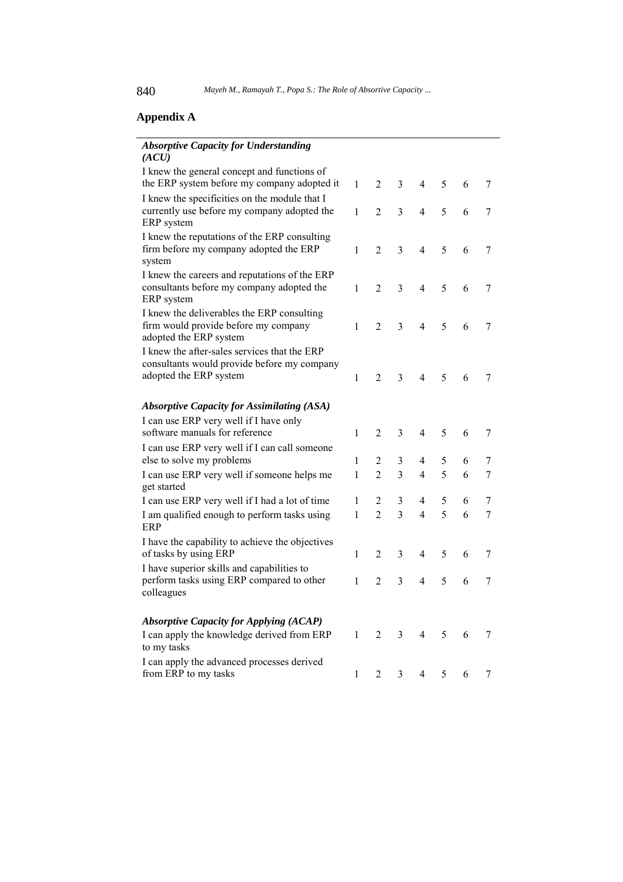## Appendix A

| | | | | | | | |
|---|---|---|---|---|---|---|---|
| ***Absorptive Capacity for Understanding (ACU)*** | | | | | | | |
| I knew the general concept and functions of the ERP system before my company adopted it | 1 | 2 | 3 | 4 | 5 | 6 | 7 |
| I knew the specificities on the module that I currently use before my company adopted the ERP system | 1 | 2 | 3 | 4 | 5 | 6 | 7 |
| I knew the reputations of the ERP consulting firm before my company adopted the ERP system | 1 | 2 | 3 | 4 | 5 | 6 | 7 |
| I knew the careers and reputations of the ERP consultants before my company adopted the ERP system | 1 | 2 | 3 | 4 | 5 | 6 | 7 |
| I knew the deliverables the ERP consulting firm would provide before my company adopted the ERP system | 1 | 2 | 3 | 4 | 5 | 6 | 7 |
| I knew the after-sales services that the ERP consultants would provide before my company adopted the ERP system | 1 | 2 | 3 | 4 | 5 | 6 | 7 |
| ***Absorptive Capacity for Assimilating (ASA)*** | | | | | | | |
| I can use ERP very well if I have only software manuals for reference | 1 | 2 | 3 | 4 | 5 | 6 | 7 |
| I can use ERP very well if I can call someone else to solve my problems | 1 | 2 | 3 | 4 | 5 | 6 | 7 |
| I can use ERP very well if someone helps me get started | 1 | 2 | 3 | 4 | 5 | 6 | 7 |
| I can use ERP very well if I had a lot of time | 1 | 2 | 3 | 4 | 5 | 6 | 7 |
| I am qualified enough to perform tasks using ERP | 1 | 2 | 3 | 4 | 5 | 6 | 7 |
| I have the capability to achieve the objectives of tasks by using ERP | 1 | 2 | 3 | 4 | 5 | 6 | 7 |
| I have superior skills and capabilities to perform tasks using ERP compared to other colleagues | 1 | 2 | 3 | 4 | 5 | 6 | 7 |
| ***Absorptive Capacity for Applying (ACAP)*** | | | | | | | |
| I can apply the knowledge derived from ERP to my tasks | 1 | 2 | 3 | 4 | 5 | 6 | 7 |
| I can apply the advanced processes derived from ERP to my tasks | 1 | 2 | 3 | 4 | 5 | 6 | 7 |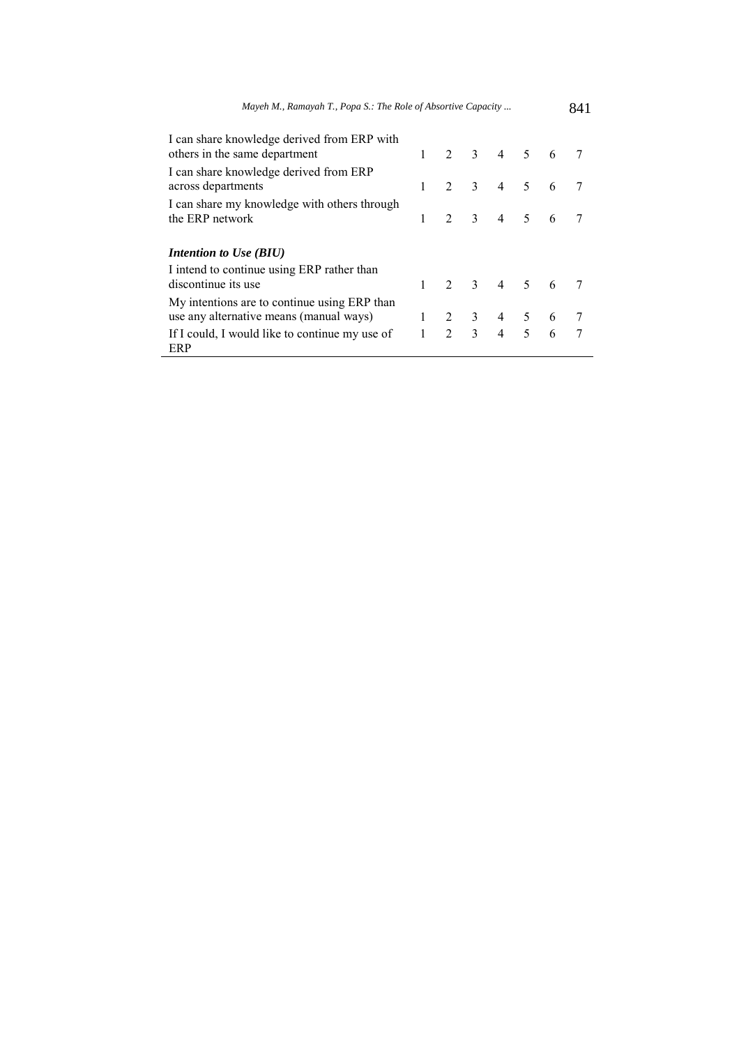| | | | | | | | |
|---|---|---|---|---|---|---|---|
| I can share knowledge derived from ERP with others in the same department | 1 | 2 | 3 | 4 | 5 | 6 | 7 |
| I can share knowledge derived from ERP across departments | 1 | 2 | 3 | 4 | 5 | 6 | 7 |
| I can share my knowledge with others through the ERP network | 1 | 2 | 3 | 4 | 5 | 6 | 7 |
| ***Intention to Use (BIU)*** | | | | | | | |
| I intend to continue using ERP rather than discontinue its use | 1 | 2 | 3 | 4 | 5 | 6 | 7 |
| My intentions are to continue using ERP than use any alternative means (manual ways) | 1 | 2 | 3 | 4 | 5 | 6 | 7 |
| If I could, I would like to continue my use of ERP | 1 | 2 | 3 | 4 | 5 | 6 | 7 |